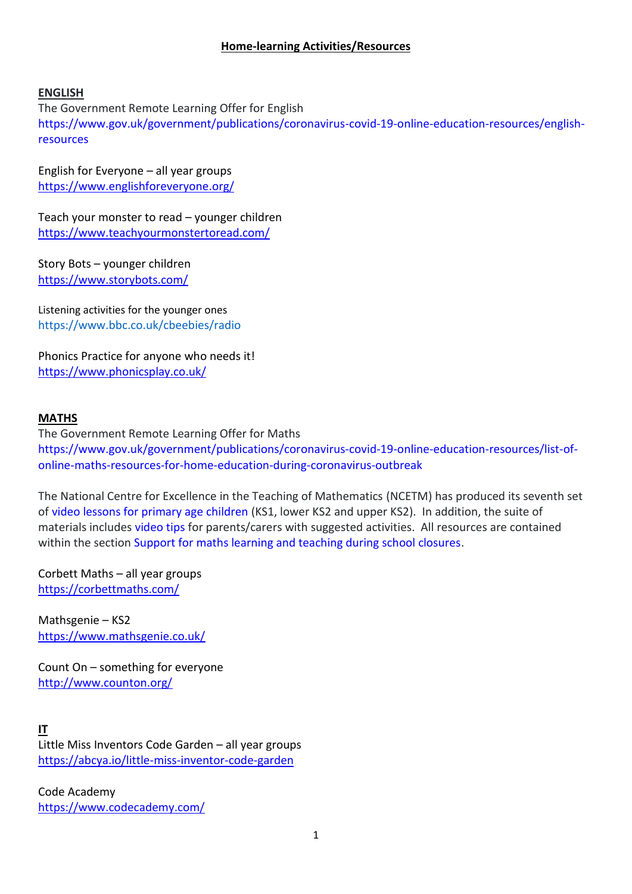# Home-learning Activities/Resources

## ENGLISH

The Government Remote Learning Offer for English
https://www.gov.uk/government/publications/coronavirus-covid-19-online-education-resources/english-resources

English for Everyone – all year groups
https://www.englishforeveryone.org/

Teach your monster to read – younger children
https://www.teachyourmonstertoread.com/

Story Bots – younger children
https://www.storybots.com/

Listening activities for the younger ones
https://www.bbc.co.uk/cbeebies/radio

Phonics Practice for anyone who needs it!
https://www.phonicsplay.co.uk/

## MATHS

The Government Remote Learning Offer for Maths
https://www.gov.uk/government/publications/coronavirus-covid-19-online-education-resources/list-of-online-maths-resources-for-home-education-during-coronavirus-outbreak

The National Centre for Excellence in the Teaching of Mathematics (NCETM) has produced its seventh set of video lessons for primary age children (KS1, lower KS2 and upper KS2). In addition, the suite of materials includes video tips for parents/carers with suggested activities. All resources are contained within the section Support for maths learning and teaching during school closures.

Corbett Maths – all year groups
https://corbettmaths.com/

Mathsgenie – KS2
https://www.mathsgenie.co.uk/

Count On – something for everyone
http://www.counton.org/

## IT

Little Miss Inventors Code Garden – all year groups
https://abcya.io/little-miss-inventor-code-garden

Code Academy
https://www.codecademy.com/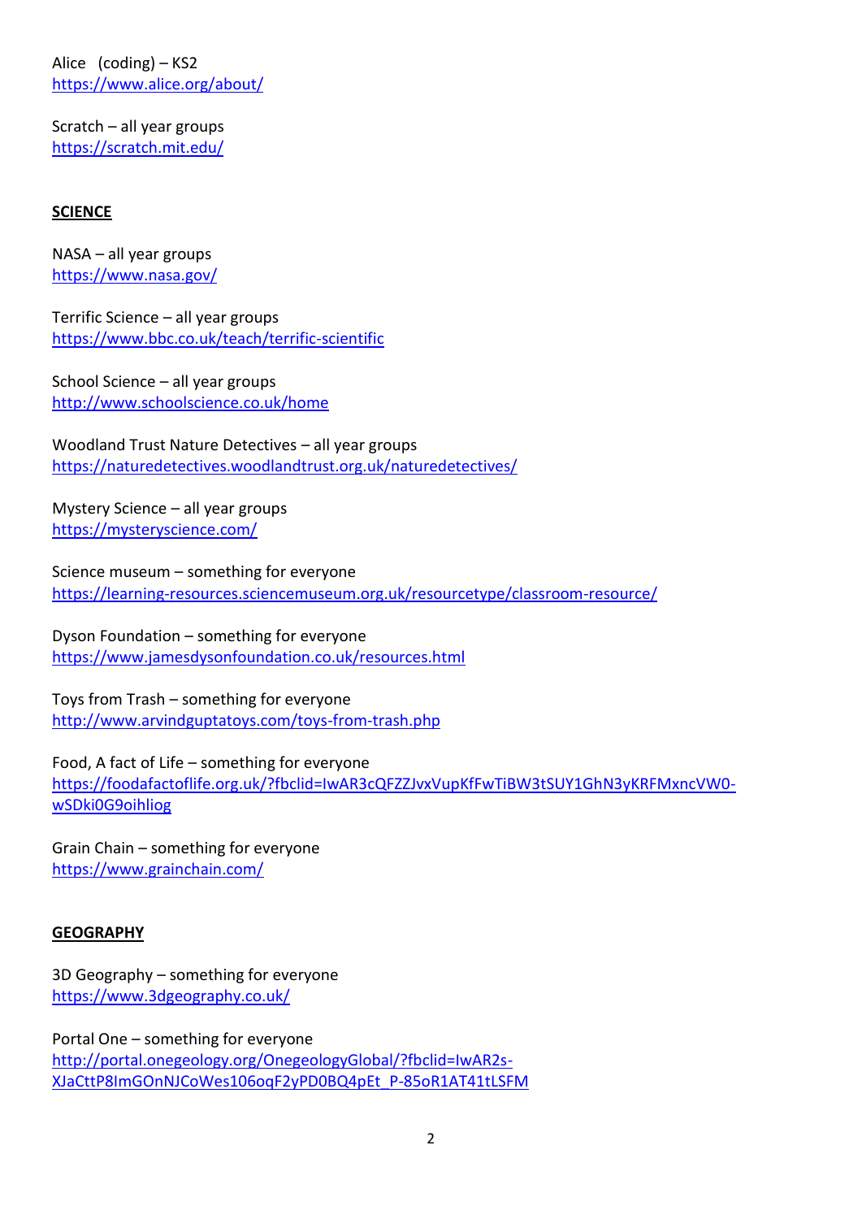Alice (coding) – KS2
https://www.alice.org/about/

Scratch – all year groups
https://scratch.mit.edu/

## SCIENCE

NASA – all year groups
https://www.nasa.gov/

Terrific Science – all year groups
https://www.bbc.co.uk/teach/terrific-scientific

School Science – all year groups
http://www.schoolscience.co.uk/home

Woodland Trust Nature Detectives – all year groups
https://naturedetectives.woodlandtrust.org.uk/naturedetectives/

Mystery Science – all year groups
https://mysteryscience.com/

Science museum – something for everyone
https://learning-resources.sciencemuseum.org.uk/resourcetype/classroom-resource/

Dyson Foundation – something for everyone
https://www.jamesdysonfoundation.co.uk/resources.html

Toys from Trash – something for everyone
http://www.arvindguptatoys.com/toys-from-trash.php

Food, A fact of Life – something for everyone
https://foodafactoflife.org.uk/?fbclid=IwAR3cQFZZJvxVupKfFwTiBW3tSUY1GhN3yKRFMxncVW0-wSDki0G9oihliog

Grain Chain – something for everyone
https://www.grainchain.com/

## GEOGRAPHY

3D Geography – something for everyone
https://www.3dgeography.co.uk/

Portal One – something for everyone
http://portal.onegeology.org/OnegeologyGlobal/?fbclid=IwAR2s-XJaCttP8ImGOnNJCoWes106oqF2yPD0BQ4pEt_P-85oR1AT41tLSFM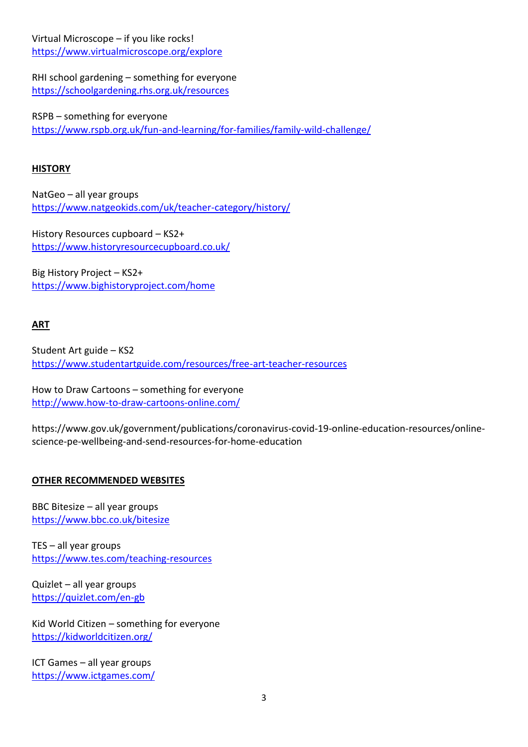Virtual Microscope – if you like rocks!
https://www.virtualmicroscope.org/explore

RHI school gardening – something for everyone
https://schoolgardening.rhs.org.uk/resources

RSPB – something for everyone
https://www.rspb.org.uk/fun-and-learning/for-families/family-wild-challenge/

## HISTORY

NatGeo – all year groups
https://www.natgeokids.com/uk/teacher-category/history/

History Resources cupboard – KS2+
https://www.historyresourcecupboard.co.uk/

Big History Project – KS2+
https://www.bighistoryproject.com/home

## ART

Student Art guide – KS2
https://www.studentartguide.com/resources/free-art-teacher-resources

How to Draw Cartoons – something for everyone
http://www.how-to-draw-cartoons-online.com/

https://www.gov.uk/government/publications/coronavirus-covid-19-online-education-resources/online-science-pe-wellbeing-and-send-resources-for-home-education

## OTHER RECOMMENDED WEBSITES

BBC Bitesize – all year groups
https://www.bbc.co.uk/bitesize

TES – all year groups
https://www.tes.com/teaching-resources

Quizlet – all year groups
https://quizlet.com/en-gb

Kid World Citizen – something for everyone
https://kidworldcitizen.org/

ICT Games – all year groups
https://www.ictgames.com/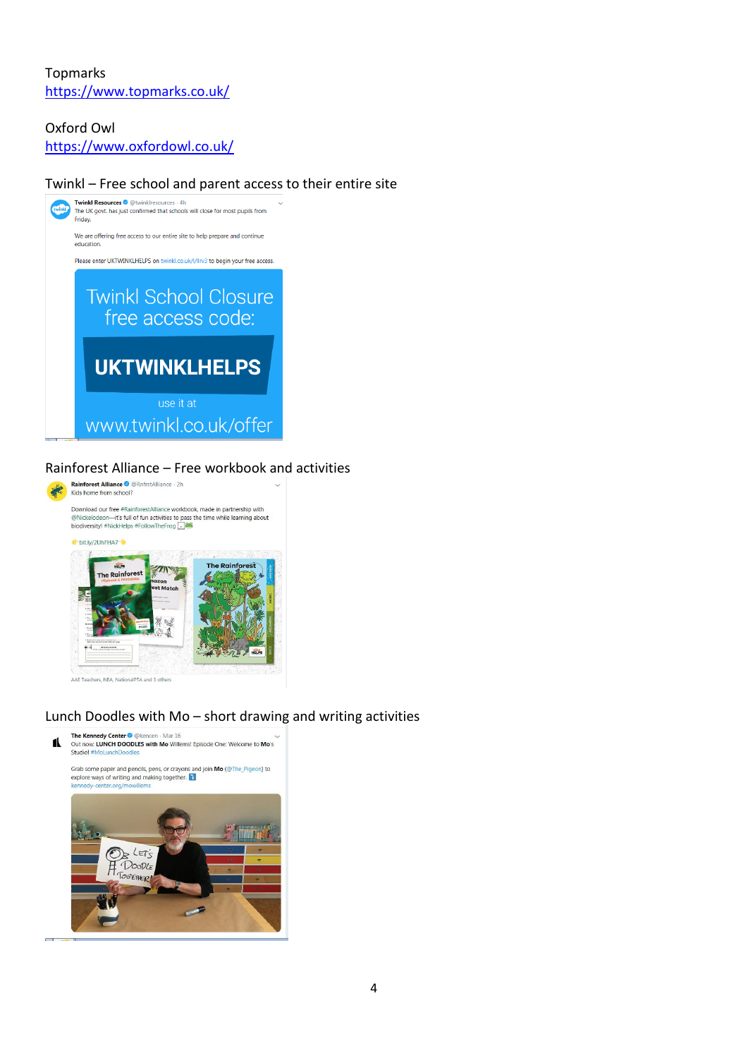Topmarks
https://www.topmarks.co.uk/

Oxford Owl
https://www.oxfordowl.co.uk/

Twinkl – Free school and parent access to their entire site

Twinkl Resources @twinklresources · 4h
The UK govt. has just confirmed that schools will close for most pupils from Friday.

We are offering free access to our entire site to help prepare and continue education.

Please enter UKTWINKLHELPS on twinkl.co.uk/l/llrv3 to begin your free access.

Twinkl School Closure free access code:

**UKTWINKLHELPS**

use it at
www.twinkl.co.uk/offer

Rainforest Alliance – Free workbook and activities

Rainforest Alliance @RnfrstAlliance · 2h
Kids home from school?

Download our free #RainforestAlliance workbook, made in partnership with @Nickelodeon—it's full of fun activities to pass the time while learning about biodiversity! #NickHelps #FollowTheFrog

bit.ly/2UhFHA7

AAE Teachers, NEA, NationalPTA and 3 others

Lunch Doodles with Mo – short drawing and writing activities

The Kennedy Center @kencen · Mar 16
Out now: LUNCH DOODLES with Mo Willems! Episode One: Welcome to Mo's Studio! #MoLunchDoodles

Grab some paper and pencils, pens, or crayons and join Mo (@The_Pigeon) to explore ways of writing and making together.
kennedy-center.org/mowillems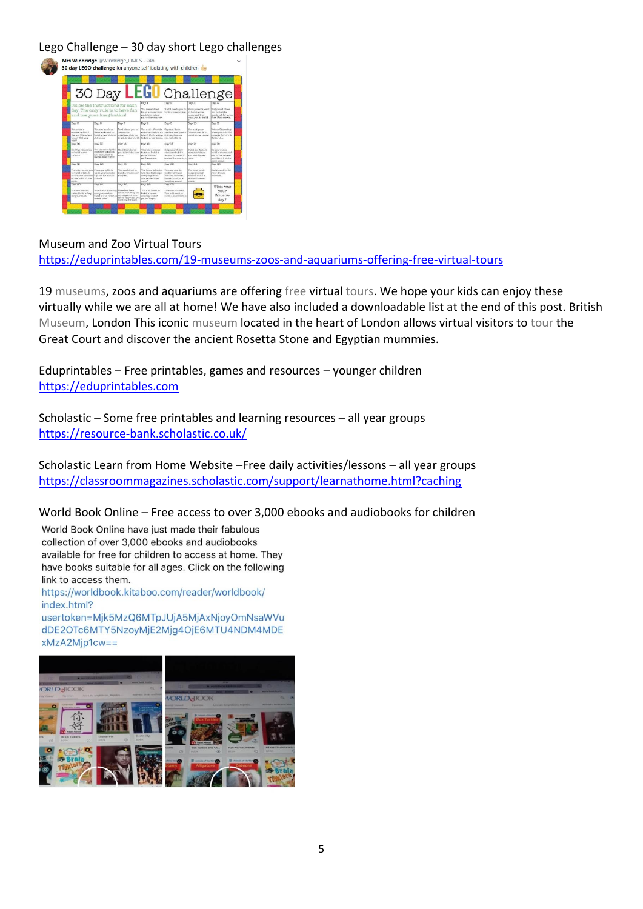Lego Challenge – 30 day short Lego challenges

Museum and Zoo Virtual Tours
https://eduprintables.com/19-museums-zoos-and-aquariums-offering-free-virtual-tours

19 museums, zoos and aquariums are offering free virtual tours. We hope your kids can enjoy these virtually while we are all at home! We have also included a downloadable list at the end of this post. British Museum, London This iconic museum located in the heart of London allows virtual visitors to tour the Great Court and discover the ancient Rosetta Stone and Egyptian mummies.

Eduprintables – Free printables, games and resources – younger children
https://eduprintables.com

Scholastic – Some free printables and learning resources – all year groups
https://resource-bank.scholastic.co.uk/

Scholastic Learn from Home Website –Free daily activities/lessons – all year groups
https://classroommagazines.scholastic.com/support/learnathome.html?caching

World Book Online – Free access to over 3,000 ebooks and audiobooks for children

World Book Online have just made their fabulous collection of over 3,000 ebooks and audiobooks available for free for children to access at home. They have books suitable for all ages. Click on the following link to access them.
https://worldbook.kitaboo.com/reader/worldbook/index.html?usertoken=Mjk5MzQ6MTpJUjA5MjAxNjoyOmNsaWVudDE2OTc6MTY5NzoyMjE2Mjg4OjE6MTU4NDM4MDExMzA2Mjp1cw==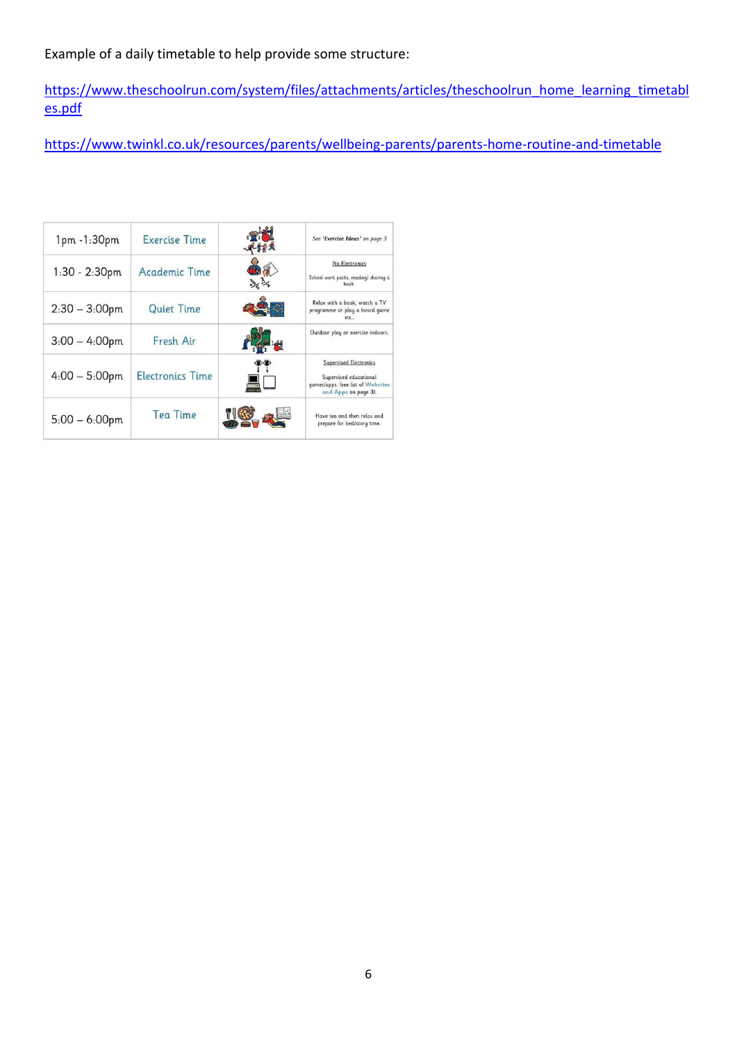Example of a daily timetable to help provide some structure:

https://www.theschoolrun.com/system/files/attachments/articles/theschoolrun_home_learning_timetables.pdf

https://www.twinkl.co.uk/resources/parents/wellbeing-parents/parents-home-routine-and-timetable

| | | | |
|---|---|---|---|
| 1pm -1:30pm | Exercise Time | | See '*Exercise Ideas*' on page 3 |
| 1:30 - 2:30pm | Academic Time | | No Electronics<br>School work packs, reading/ sharing a book. |
| 2:30 – 3:00pm | Quiet Time | | Relax with a book, watch a TV programme or play a board game etc... |
| 3:00 – 4:00pm | Fresh Air | | Outdoor play or exercise indoors. |
| 4:00 – 5:00pm | Electronics Time | | Supervised Electronics<br>Supervised educational games/apps. (see list of **Websites and Apps** on page 3). |
| 5:00 – 6:00pm | Tea Time | | Have tea and then relax and prepare for bed/story time. |